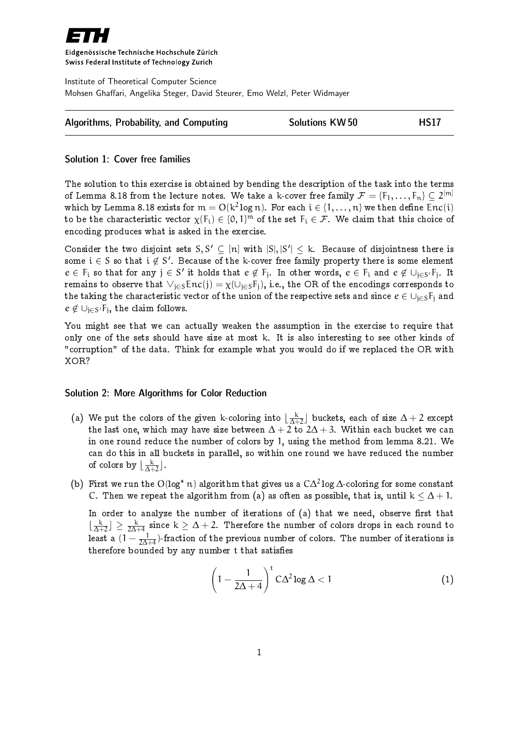ETH

Eidgenössische Technische Hochschule Zürich
Swiss Federal Institute of Technology Zurich

Institute of Theoretical Computer Science
Mohsen Ghaffari, Angelika Steger, David Steurer, Emo Welzl, Peter Widmayer

| Algorithms, Probability, and Computing | Solutions KW 50 | HS17 |
|---|---|---|

### Solution 1: Cover free families

The solution to this exercise is obtained by bending the description of the task into the terms of Lemma 8.18 from the lecture notes. We take a k-cover free family $\mathcal{F} = \{F_1, \ldots, F_n\} \subseteq 2^{[m]}$ which by Lemma 8.18 exists for $m = O(k^2 \log n)$. For each $i \in \{1, \ldots, n\}$ we then define $\mathrm{Enc}(i)$ to be the characteristic vector $\chi(F_i) \in \{0,1\}^m$ of the set $F_i \in \mathcal{F}$. We claim that this choice of encoding produces what is asked in the exercise.

Consider the two disjoint sets $S, S' \subseteq [n]$ with $|S|, |S'| \leq k$. Because of disjointness there is some $i \in S$ so that $i \notin S'$. Because of the k-cover free family property there is some element $e \in F_i$ so that for any $j \in S'$ it holds that $e \notin F_j$. In other words, $e \in F_i$ and $e \notin \cup_{j \in S'} F_j$. It remains to observe that $\vee_{j \in S} \mathrm{Enc}(j) = \chi(\cup_{j \in S} F_j)$, i.e., the OR of the encodings corresponds to the taking the characteristic vector of the union of the respective sets and since $e \in \cup_{j \in S} F_j$ and $e \notin \cup_{j \in S'} F_j$, the claim follows.

You might see that we can actually weaken the assumption in the exercise to require that only one of the sets should have size at most k. It is also interesting to see other kinds of "corruption" of the data. Think for example what you would do if we replaced the OR with XOR?

### Solution 2: More Algorithms for Color Reduction

(a) We put the colors of the given k-coloring into $\lfloor \frac{k}{\Delta+2} \rfloor$ buckets, each of size $\Delta + 2$ except the last one, which may have size between $\Delta + 2$ to $2\Delta + 3$. Within each bucket we can in one round reduce the number of colors by 1, using the method from lemma 8.21. We can do this in all buckets in parallel, so within one round we have reduced the number of colors by $\lfloor \frac{k}{\Delta+2} \rfloor$.

(b) First we run the $O(\log^* n)$ algorithm that gives us a $C\Delta^2 \log \Delta$-coloring for some constant C. Then we repeat the algorithm from (a) as often as possible, that is, until $k \leq \Delta + 1$.

In order to analyze the number of iterations of (a) that we need, observe first that $\lfloor \frac{k}{\Delta+2} \rfloor \geq \frac{k}{2\Delta+4}$ since $k \geq \Delta + 2$. Therefore the number of colors drops in each round to least a $(1 - \frac{1}{2\Delta+4})$-fraction of the previous number of colors. The number of iterations is therefore bounded by any number t that satisfies

$$\left(1 - \frac{1}{2\Delta + 4}\right)^t C\Delta^2 \log \Delta < 1 \tag{1}$$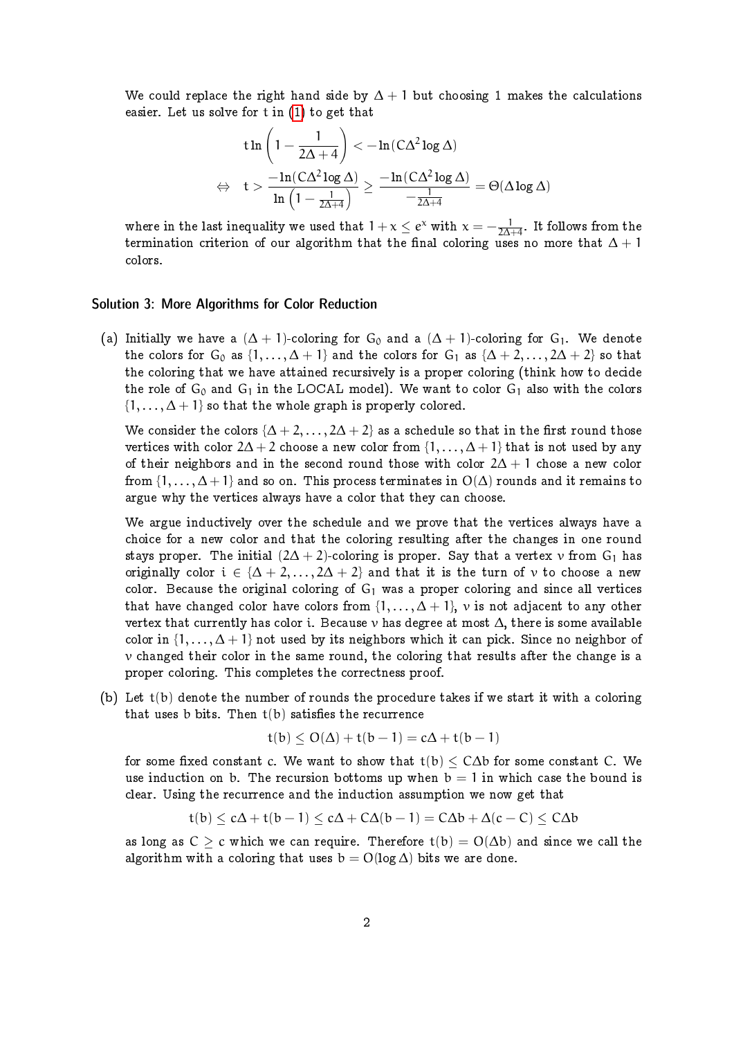We could replace the right hand side by $\Delta + 1$ but choosing 1 makes the calculations easier. Let us solve for t in (1) to get that

$$
\begin{aligned}
& t \ln\left(1 - \frac{1}{2\Delta + 4}\right) < -\ln(C\Delta^2 \log \Delta) \\
\Leftrightarrow \quad & t > \frac{-\ln(C\Delta^2 \log \Delta)}{\ln\left(1 - \frac{1}{2\Delta+4}\right)} \geq \frac{-\ln(C\Delta^2 \log \Delta)}{-\frac{1}{2\Delta+4}} = \Theta(\Delta \log \Delta)
\end{aligned}
$$

where in the last inequality we used that $1 + x \leq e^x$ with $x = -\frac{1}{2\Delta+4}$. It follows from the termination criterion of our algorithm that the final coloring uses no more that $\Delta + 1$ colors.

## Solution 3: More Algorithms for Color Reduction

(a) Initially we have a $(\Delta + 1)$-coloring for $G_0$ and a $(\Delta + 1)$-coloring for $G_1$. We denote the colors for $G_0$ as $\{1, \ldots, \Delta + 1\}$ and the colors for $G_1$ as $\{\Delta + 2, \ldots, 2\Delta + 2\}$ so that the coloring that we have attained recursively is a proper coloring (think how to decide the role of $G_0$ and $G_1$ in the LOCAL model). We want to color $G_1$ also with the colors $\{1, \ldots, \Delta + 1\}$ so that the whole graph is properly colored.

We consider the colors $\{\Delta + 2, \ldots, 2\Delta + 2\}$ as a schedule so that in the first round those vertices with color $2\Delta + 2$ choose a new color from $\{1, \ldots, \Delta + 1\}$ that is not used by any of their neighbors and in the second round those with color $2\Delta + 1$ chose a new color from $\{1, \ldots, \Delta + 1\}$ and so on. This process terminates in $O(\Delta)$ rounds and it remains to argue why the vertices always have a color that they can choose.

We argue inductively over the schedule and we prove that the vertices always have a choice for a new color and that the coloring resulting after the changes in one round stays proper. The initial $(2\Delta + 2)$-coloring is proper. Say that a vertex $v$ from $G_1$ has originally color $i \in \{\Delta + 2, \ldots, 2\Delta + 2\}$ and that it is the turn of $v$ to choose a new color. Because the original coloring of $G_1$ was a proper coloring and since all vertices that have changed color have colors from $\{1, \ldots, \Delta + 1\}$, $v$ is not adjacent to any other vertex that currently has color $i$. Because $v$ has degree at most $\Delta$, there is some available color in $\{1, \ldots, \Delta + 1\}$ not used by its neighbors which it can pick. Since no neighbor of $v$ changed their color in the same round, the coloring that results after the change is a proper coloring. This completes the correctness proof.

(b) Let $t(b)$ denote the number of rounds the procedure takes if we start it with a coloring that uses $b$ bits. Then $t(b)$ satisfies the recurrence

$$
t(b) \leq O(\Delta) + t(b - 1) = c\Delta + t(b - 1)
$$

for some fixed constant $c$. We want to show that $t(b) \leq C\Delta b$ for some constant $C$. We use induction on $b$. The recursion bottoms up when $b = 1$ in which case the bound is clear. Using the recurrence and the induction assumption we now get that

$$
t(b) \leq c\Delta + t(b - 1) \leq c\Delta + C\Delta(b - 1) = C\Delta b + \Delta(c - C) \leq C\Delta b
$$

as long as $C \geq c$ which we can require. Therefore $t(b) = O(\Delta b)$ and since we call the algorithm with a coloring that uses $b = O(\log \Delta)$ bits we are done.